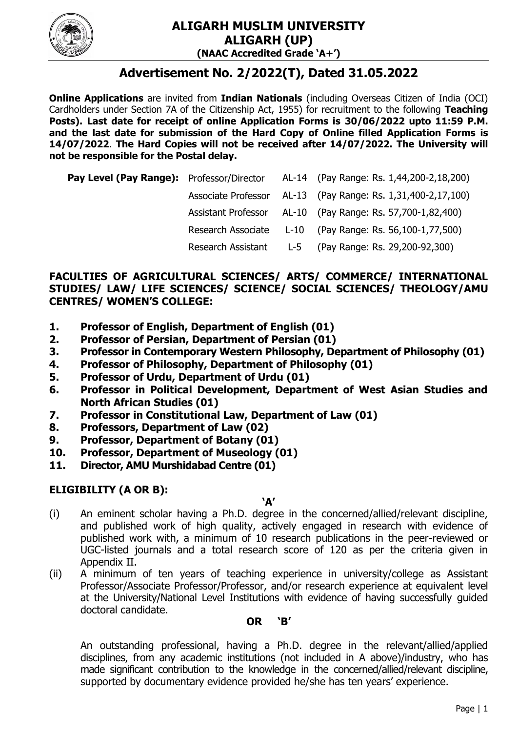# ALIGARH MUSLIM UNIVERSITY
## ALIGARH (UP)
**(NAAC Accredited Grade 'A+')**

## Advertisement No. 2/2022(T), Dated 31.05.2022

**Online Applications** are invited from **Indian Nationals** (including Overseas Citizen of India (OCI) Cardholders under Section 7A of the Citizenship Act, 1955) for recruitment to the following **Teaching Posts). Last date for receipt of online Application Forms is 30/06/2022 upto 11:59 P.M. and the last date for submission of the Hard Copy of Online filled Application Forms is 14/07/2022**. **The Hard Copies will not be received after 14/07/2022. The University will not be responsible for the Postal delay.**

| **Pay Level (Pay Range):** | | | |
|---|---|---|---|
| | Professor/Director | AL-14 | (Pay Range: Rs. 1,44,200-2,18,200) |
| | Associate Professor | AL-13 | (Pay Range: Rs. 1,31,400-2,17,100) |
| | Assistant Professor | AL-10 | (Pay Range: Rs. 57,700-1,82,400) |
| | Research Associate | L-10 | (Pay Range: Rs. 56,100-1,77,500) |
| | Research Assistant | L-5 | (Pay Range: Rs. 29,200-92,300) |

### FACULTIES OF AGRICULTURAL SCIENCES/ ARTS/ COMMERCE/ INTERNATIONAL STUDIES/ LAW/ LIFE SCIENCES/ SCIENCE/ SOCIAL SCIENCES/ THEOLOGY/AMU CENTRES/ WOMEN'S COLLEGE:

1. **Professor of English, Department of English (01)**
2. **Professor of Persian, Department of Persian (01)**
3. **Professor in Contemporary Western Philosophy, Department of Philosophy (01)**
4. **Professor of Philosophy, Department of Philosophy (01)**
5. **Professor of Urdu, Department of Urdu (01)**
6. **Professor in Political Development, Department of West Asian Studies and North African Studies (01)**
7. **Professor in Constitutional Law, Department of Law (01)**
8. **Professors, Department of Law (02)**
9. **Professor, Department of Botany (01)**
10. **Professor, Department of Museology (01)**
11. **Director, AMU Murshidabad Centre (01)**

### ELIGIBILITY (A OR B):

**'A'**

(i) An eminent scholar having a Ph.D. degree in the concerned/allied/relevant discipline, and published work of high quality, actively engaged in research with evidence of published work with, a minimum of 10 research publications in the peer-reviewed or UGC-listed journals and a total research score of 120 as per the criteria given in Appendix II.

(ii) A minimum of ten years of teaching experience in university/college as Assistant Professor/Associate Professor/Professor, and/or research experience at equivalent level at the University/National Level Institutions with evidence of having successfully guided doctoral candidate.

**OR 'B'**

An outstanding professional, having a Ph.D. degree in the relevant/allied/applied disciplines, from any academic institutions (not included in A above)/industry, who has made significant contribution to the knowledge in the concerned/allied/relevant discipline, supported by documentary evidence provided he/she has ten years' experience.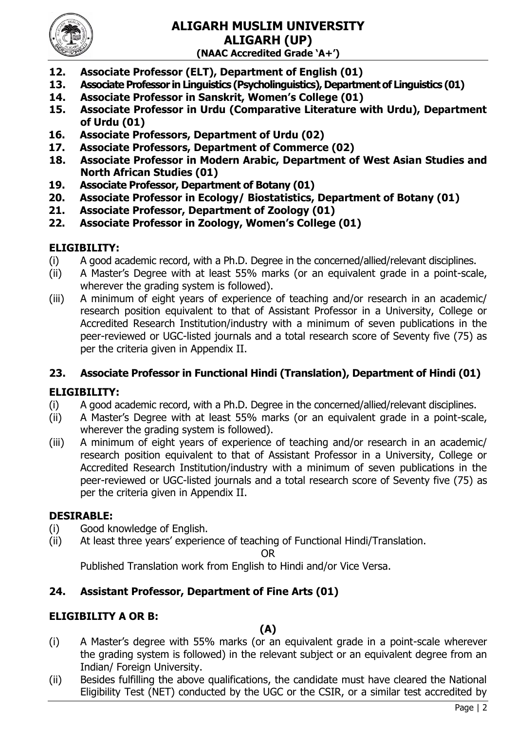**12. Associate Professor (ELT), Department of English (01)**

**13. Associate Professor in Linguistics (Psycholinguistics), Department of Linguistics (01)**

**14. Associate Professor in Sanskrit, Women's College (01)**

**15. Associate Professor in Urdu (Comparative Literature with Urdu), Department of Urdu (01)**

**16. Associate Professors, Department of Urdu (02)**

**17. Associate Professors, Department of Commerce (02)**

**18. Associate Professor in Modern Arabic, Department of West Asian Studies and North African Studies (01)**

**19. Associate Professor, Department of Botany (01)**

**20. Associate Professor in Ecology/ Biostatistics, Department of Botany (01)**

**21. Associate Professor, Department of Zoology (01)**

**22. Associate Professor in Zoology, Women's College (01)**

### ELIGIBILITY:

(i) A good academic record, with a Ph.D. Degree in the concerned/allied/relevant disciplines.

(ii) A Master's Degree with at least 55% marks (or an equivalent grade in a point-scale, wherever the grading system is followed).

(iii) A minimum of eight years of experience of teaching and/or research in an academic/ research position equivalent to that of Assistant Professor in a University, College or Accredited Research Institution/industry with a minimum of seven publications in the peer-reviewed or UGC-listed journals and a total research score of Seventy five (75) as per the criteria given in Appendix II.

**23. Associate Professor in Functional Hindi (Translation), Department of Hindi (01)**

### ELIGIBILITY:

(i) A good academic record, with a Ph.D. Degree in the concerned/allied/relevant disciplines.

(ii) A Master's Degree with at least 55% marks (or an equivalent grade in a point-scale, wherever the grading system is followed).

(iii) A minimum of eight years of experience of teaching and/or research in an academic/ research position equivalent to that of Assistant Professor in a University, College or Accredited Research Institution/industry with a minimum of seven publications in the peer-reviewed or UGC-listed journals and a total research score of Seventy five (75) as per the criteria given in Appendix II.

### DESIRABLE:

(i) Good knowledge of English.

(ii) At least three years' experience of teaching of Functional Hindi/Translation.

OR

Published Translation work from English to Hindi and/or Vice Versa.

**24. Assistant Professor, Department of Fine Arts (01)**

### ELIGIBILITY A OR B:

**(A)**

(i) A Master's degree with 55% marks (or an equivalent grade in a point-scale wherever the grading system is followed) in the relevant subject or an equivalent degree from an Indian/ Foreign University.

(ii) Besides fulfilling the above qualifications, the candidate must have cleared the National Eligibility Test (NET) conducted by the UGC or the CSIR, or a similar test accredited by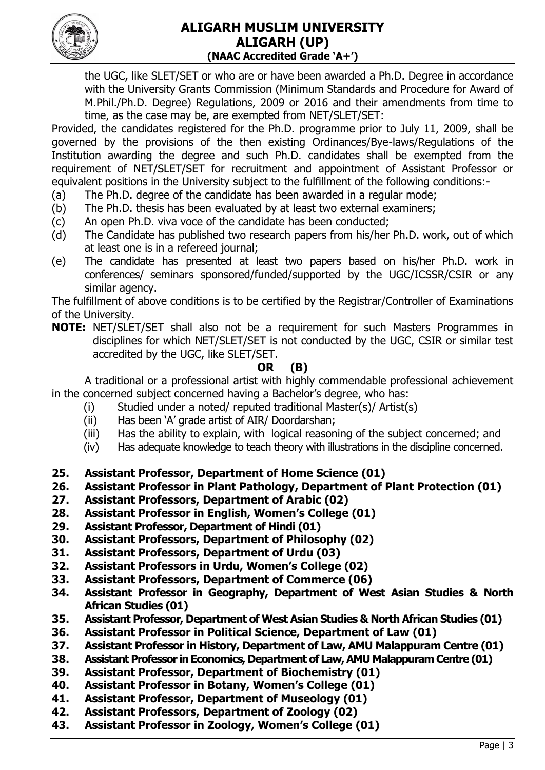the UGC, like SLET/SET or who are or have been awarded a Ph.D. Degree in accordance with the University Grants Commission (Minimum Standards and Procedure for Award of M.Phil./Ph.D. Degree) Regulations, 2009 or 2016 and their amendments from time to time, as the case may be, are exempted from NET/SLET/SET:

Provided, the candidates registered for the Ph.D. programme prior to July 11, 2009, shall be governed by the provisions of the then existing Ordinances/Bye-laws/Regulations of the Institution awarding the degree and such Ph.D. candidates shall be exempted from the requirement of NET/SLET/SET for recruitment and appointment of Assistant Professor or equivalent positions in the University subject to the fulfillment of the following conditions:-

(a) The Ph.D. degree of the candidate has been awarded in a regular mode;
(b) The Ph.D. thesis has been evaluated by at least two external examiners;
(c) An open Ph.D. viva voce of the candidate has been conducted;
(d) The Candidate has published two research papers from his/her Ph.D. work, out of which at least one is in a refereed journal;
(e) The candidate has presented at least two papers based on his/her Ph.D. work in conferences/ seminars sponsored/funded/supported by the UGC/ICSSR/CSIR or any similar agency.

The fulfillment of above conditions is to be certified by the Registrar/Controller of Examinations of the University.

**NOTE:** NET/SLET/SET shall also not be a requirement for such Masters Programmes in disciplines for which NET/SLET/SET is not conducted by the UGC, CSIR or similar test accredited by the UGC, like SLET/SET.

**OR (B)**

A traditional or a professional artist with highly commendable professional achievement in the concerned subject concerned having a Bachelor's degree, who has:

(i) Studied under a noted/ reputed traditional Master(s)/ Artist(s)
(ii) Has been 'A' grade artist of AIR/ Doordarshan;
(iii) Has the ability to explain, with logical reasoning of the subject concerned; and
(iv) Has adequate knowledge to teach theory with illustrations in the discipline concerned.

**25. Assistant Professor, Department of Home Science (01)**
**26. Assistant Professor in Plant Pathology, Department of Plant Protection (01)**
**27. Assistant Professors, Department of Arabic (02)**
**28. Assistant Professor in English, Women's College (01)**
**29. Assistant Professor, Department of Hindi (01)**
**30. Assistant Professors, Department of Philosophy (02)**
**31. Assistant Professors, Department of Urdu (03)**
**32. Assistant Professors in Urdu, Women's College (02)**
**33. Assistant Professors, Department of Commerce (06)**
**34. Assistant Professor in Geography, Department of West Asian Studies & North African Studies (01)**
**35. Assistant Professor, Department of West Asian Studies & North African Studies (01)**
**36. Assistant Professor in Political Science, Department of Law (01)**
**37. Assistant Professor in History, Department of Law, AMU Malappuram Centre (01)**
**38. Assistant Professor in Economics, Department of Law, AMU Malappuram Centre (01)**
**39. Assistant Professor, Department of Biochemistry (01)**
**40. Assistant Professor in Botany, Women's College (01)**
**41. Assistant Professor, Department of Museology (01)**
**42. Assistant Professors, Department of Zoology (02)**
**43. Assistant Professor in Zoology, Women's College (01)**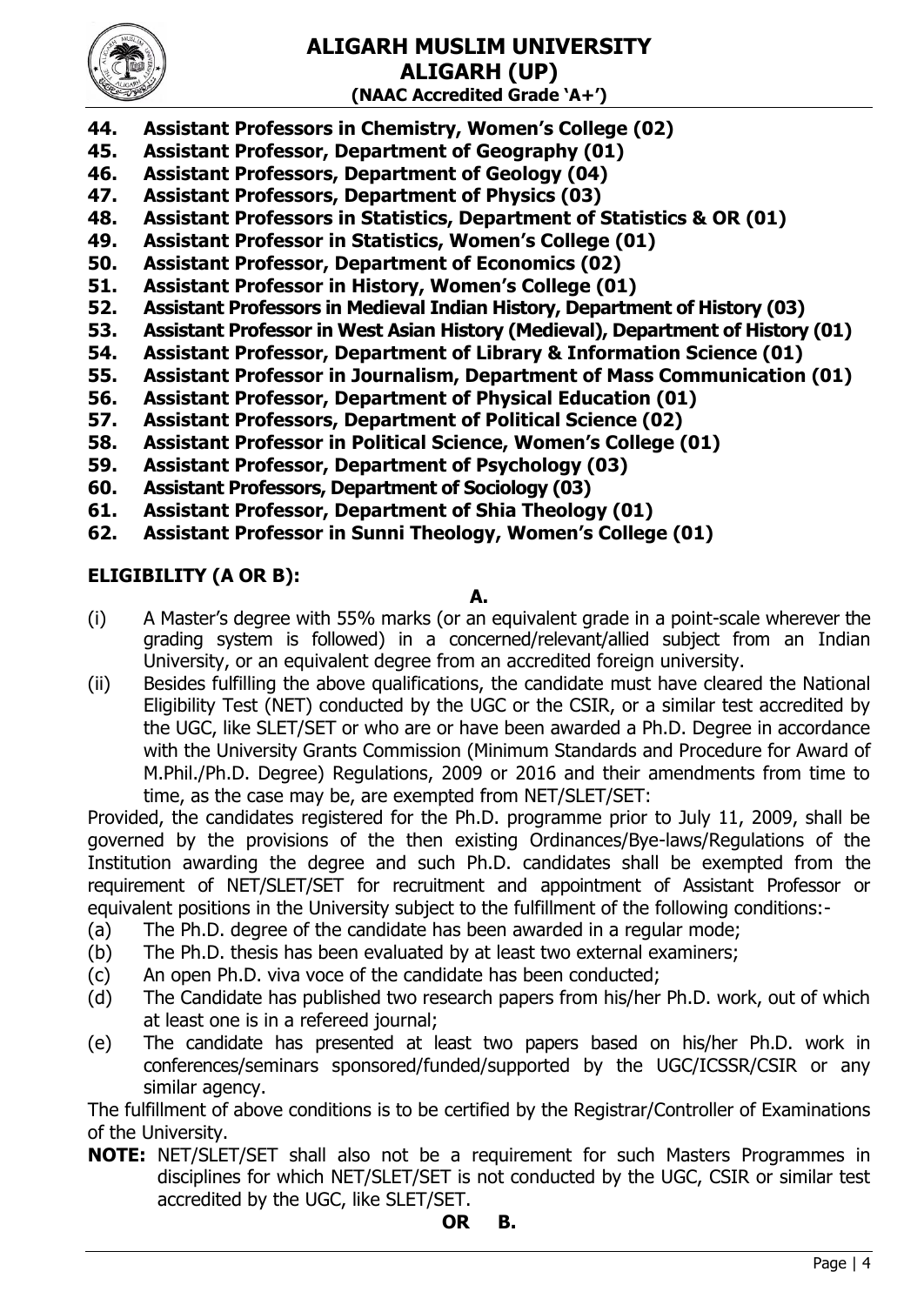**44. Assistant Professors in Chemistry, Women's College (02)**
**45. Assistant Professor, Department of Geography (01)**
**46. Assistant Professors, Department of Geology (04)**
**47. Assistant Professors, Department of Physics (03)**
**48. Assistant Professors in Statistics, Department of Statistics & OR (01)**
**49. Assistant Professor in Statistics, Women's College (01)**
**50. Assistant Professor, Department of Economics (02)**
**51. Assistant Professor in History, Women's College (01)**
**52. Assistant Professors in Medieval Indian History, Department of History (03)**
**53. Assistant Professor in West Asian History (Medieval), Department of History (01)**
**54. Assistant Professor, Department of Library & Information Science (01)**
**55. Assistant Professor in Journalism, Department of Mass Communication (01)**
**56. Assistant Professor, Department of Physical Education (01)**
**57. Assistant Professors, Department of Political Science (02)**
**58. Assistant Professor in Political Science, Women's College (01)**
**59. Assistant Professor, Department of Psychology (03)**
**60. Assistant Professors, Department of Sociology (03)**
**61. Assistant Professor, Department of Shia Theology (01)**
**62. Assistant Professor in Sunni Theology, Women's College (01)**

**ELIGIBILITY (A OR B):**

**A.**

(i) A Master's degree with 55% marks (or an equivalent grade in a point-scale wherever the grading system is followed) in a concerned/relevant/allied subject from an Indian University, or an equivalent degree from an accredited foreign university.

(ii) Besides fulfilling the above qualifications, the candidate must have cleared the National Eligibility Test (NET) conducted by the UGC or the CSIR, or a similar test accredited by the UGC, like SLET/SET or who are or have been awarded a Ph.D. Degree in accordance with the University Grants Commission (Minimum Standards and Procedure for Award of M.Phil./Ph.D. Degree) Regulations, 2009 or 2016 and their amendments from time to time, as the case may be, are exempted from NET/SLET/SET:

Provided, the candidates registered for the Ph.D. programme prior to July 11, 2009, shall be governed by the provisions of the then existing Ordinances/Bye-laws/Regulations of the Institution awarding the degree and such Ph.D. candidates shall be exempted from the requirement of NET/SLET/SET for recruitment and appointment of Assistant Professor or equivalent positions in the University subject to the fulfillment of the following conditions:-

(a) The Ph.D. degree of the candidate has been awarded in a regular mode;
(b) The Ph.D. thesis has been evaluated by at least two external examiners;
(c) An open Ph.D. viva voce of the candidate has been conducted;
(d) The Candidate has published two research papers from his/her Ph.D. work, out of which at least one is in a refereed journal;
(e) The candidate has presented at least two papers based on his/her Ph.D. work in conferences/seminars sponsored/funded/supported by the UGC/ICSSR/CSIR or any similar agency.

The fulfillment of above conditions is to be certified by the Registrar/Controller of Examinations of the University.

**NOTE:** NET/SLET/SET shall also not be a requirement for such Masters Programmes in disciplines for which NET/SLET/SET is not conducted by the UGC, CSIR or similar test accredited by the UGC, like SLET/SET.

**OR B.**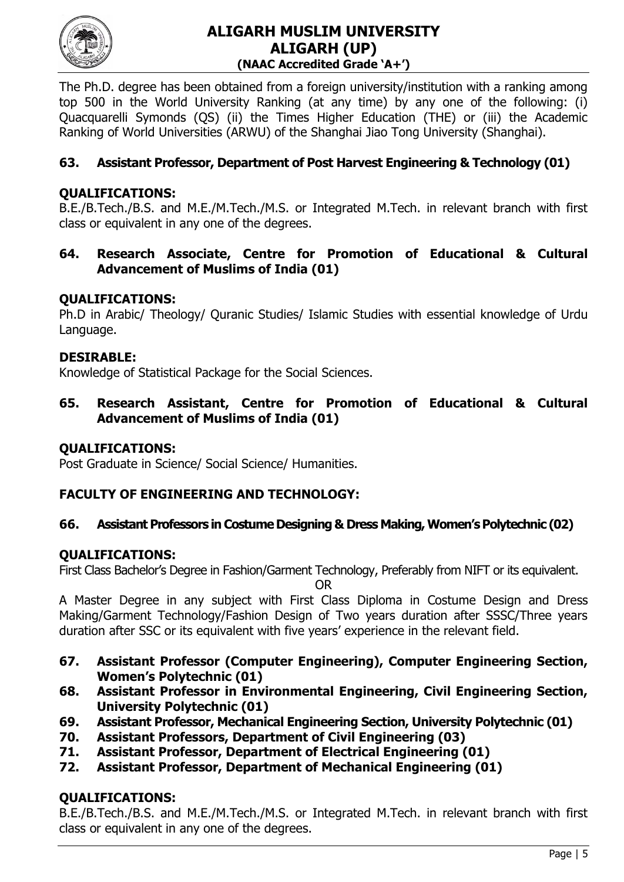The Ph.D. degree has been obtained from a foreign university/institution with a ranking among top 500 in the World University Ranking (at any time) by any one of the following: (i) Quacquarelli Symonds (QS) (ii) the Times Higher Education (THE) or (iii) the Academic Ranking of World Universities (ARWU) of the Shanghai Jiao Tong University (Shanghai).

**63. Assistant Professor, Department of Post Harvest Engineering & Technology (01)**

**QUALIFICATIONS:**

B.E./B.Tech./B.S. and M.E./M.Tech./M.S. or Integrated M.Tech. in relevant branch with first class or equivalent in any one of the degrees.

**64. Research Associate, Centre for Promotion of Educational & Cultural Advancement of Muslims of India (01)**

**QUALIFICATIONS:**

Ph.D in Arabic/ Theology/ Quranic Studies/ Islamic Studies with essential knowledge of Urdu Language.

**DESIRABLE:**

Knowledge of Statistical Package for the Social Sciences.

**65. Research Assistant, Centre for Promotion of Educational & Cultural Advancement of Muslims of India (01)**

**QUALIFICATIONS:**

Post Graduate in Science/ Social Science/ Humanities.

**FACULTY OF ENGINEERING AND TECHNOLOGY:**

**66. Assistant Professors in Costume Designing & Dress Making, Women's Polytechnic (02)**

**QUALIFICATIONS:**

First Class Bachelor's Degree in Fashion/Garment Technology, Preferably from NIFT or its equivalent.

OR

A Master Degree in any subject with First Class Diploma in Costume Design and Dress Making/Garment Technology/Fashion Design of Two years duration after SSSC/Three years duration after SSC or its equivalent with five years' experience in the relevant field.

**67. Assistant Professor (Computer Engineering), Computer Engineering Section, Women's Polytechnic (01)**

**68. Assistant Professor in Environmental Engineering, Civil Engineering Section, University Polytechnic (01)**

**69. Assistant Professor, Mechanical Engineering Section, University Polytechnic (01)**

**70. Assistant Professors, Department of Civil Engineering (03)**

**71. Assistant Professor, Department of Electrical Engineering (01)**

**72. Assistant Professor, Department of Mechanical Engineering (01)**

**QUALIFICATIONS:**

B.E./B.Tech./B.S. and M.E./M.Tech./M.S. or Integrated M.Tech. in relevant branch with first class or equivalent in any one of the degrees.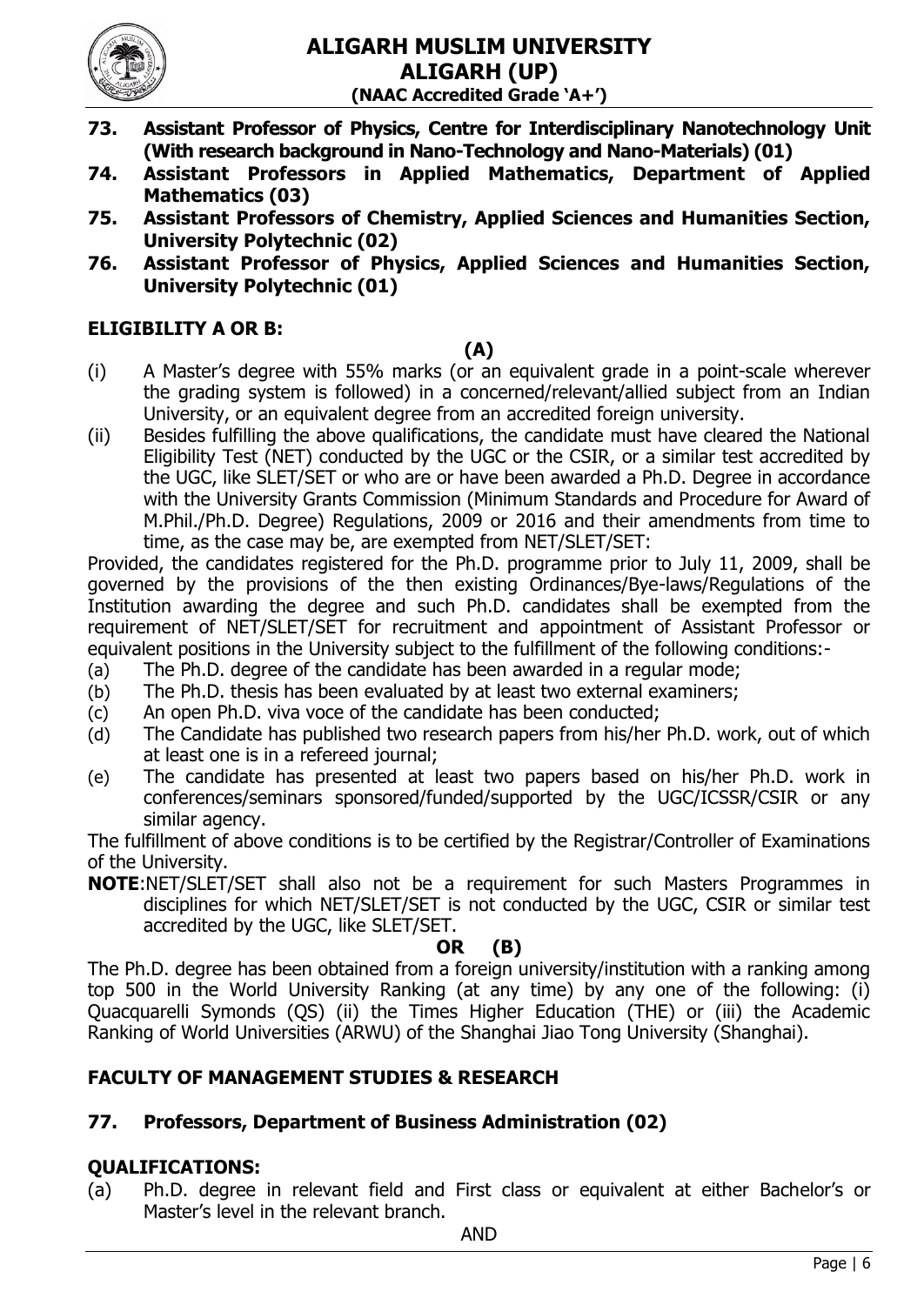**73. Assistant Professor of Physics, Centre for Interdisciplinary Nanotechnology Unit (With research background in Nano-Technology and Nano-Materials) (01)**

**74. Assistant Professors in Applied Mathematics, Department of Applied Mathematics (03)**

**75. Assistant Professors of Chemistry, Applied Sciences and Humanities Section, University Polytechnic (02)**

**76. Assistant Professor of Physics, Applied Sciences and Humanities Section, University Polytechnic (01)**

## ELIGIBILITY A OR B:

**(A)**

(i) A Master's degree with 55% marks (or an equivalent grade in a point-scale wherever the grading system is followed) in a concerned/relevant/allied subject from an Indian University, or an equivalent degree from an accredited foreign university.

(ii) Besides fulfilling the above qualifications, the candidate must have cleared the National Eligibility Test (NET) conducted by the UGC or the CSIR, or a similar test accredited by the UGC, like SLET/SET or who are or have been awarded a Ph.D. Degree in accordance with the University Grants Commission (Minimum Standards and Procedure for Award of M.Phil./Ph.D. Degree) Regulations, 2009 or 2016 and their amendments from time to time, as the case may be, are exempted from NET/SLET/SET:

Provided, the candidates registered for the Ph.D. programme prior to July 11, 2009, shall be governed by the provisions of the then existing Ordinances/Bye-laws/Regulations of the Institution awarding the degree and such Ph.D. candidates shall be exempted from the requirement of NET/SLET/SET for recruitment and appointment of Assistant Professor or equivalent positions in the University subject to the fulfillment of the following conditions:-

(a) The Ph.D. degree of the candidate has been awarded in a regular mode;
(b) The Ph.D. thesis has been evaluated by at least two external examiners;
(c) An open Ph.D. viva voce of the candidate has been conducted;
(d) The Candidate has published two research papers from his/her Ph.D. work, out of which at least one is in a refereed journal;
(e) The candidate has presented at least two papers based on his/her Ph.D. work in conferences/seminars sponsored/funded/supported by the UGC/ICSSR/CSIR or any similar agency.

The fulfillment of above conditions is to be certified by the Registrar/Controller of Examinations of the University.

**NOTE**:NET/SLET/SET shall also not be a requirement for such Masters Programmes in disciplines for which NET/SLET/SET is not conducted by the UGC, CSIR or similar test accredited by the UGC, like SLET/SET.

**OR (B)**

The Ph.D. degree has been obtained from a foreign university/institution with a ranking among top 500 in the World University Ranking (at any time) by any one of the following: (i) Quacquarelli Symonds (QS) (ii) the Times Higher Education (THE) or (iii) the Academic Ranking of World Universities (ARWU) of the Shanghai Jiao Tong University (Shanghai).

## FACULTY OF MANAGEMENT STUDIES & RESEARCH

**77. Professors, Department of Business Administration (02)**

## QUALIFICATIONS:

(a) Ph.D. degree in relevant field and First class or equivalent at either Bachelor's or Master's level in the relevant branch.

AND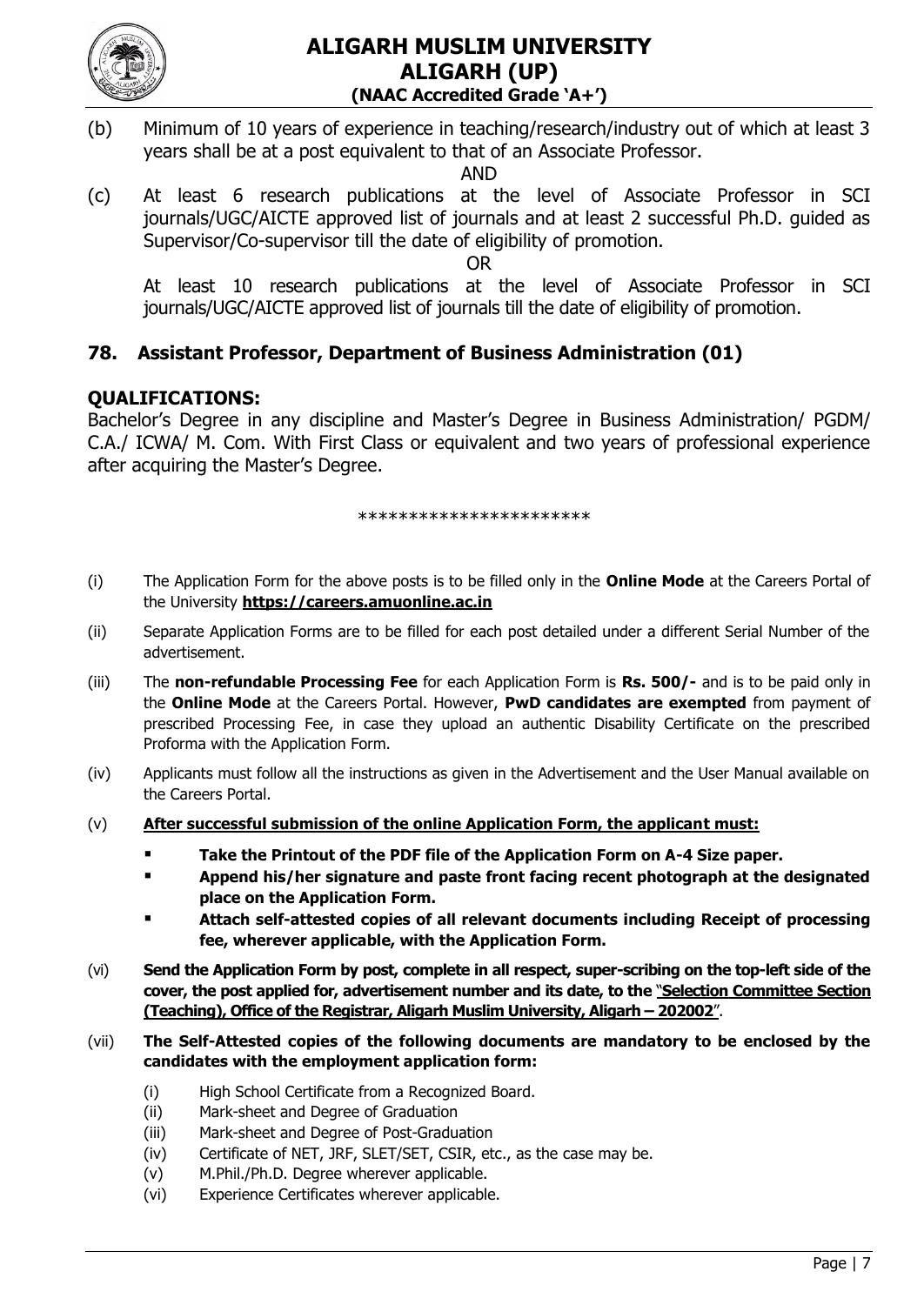(b) Minimum of 10 years of experience in teaching/research/industry out of which at least 3 years shall be at a post equivalent to that of an Associate Professor.

AND

(c) At least 6 research publications at the level of Associate Professor in SCI journals/UGC/AICTE approved list of journals and at least 2 successful Ph.D. guided as Supervisor/Co-supervisor till the date of eligibility of promotion.

OR

At least 10 research publications at the level of Associate Professor in SCI journals/UGC/AICTE approved list of journals till the date of eligibility of promotion.

## 78. Assistant Professor, Department of Business Administration (01)

### QUALIFICATIONS:

Bachelor's Degree in any discipline and Master's Degree in Business Administration/ PGDM/ C.A./ ICWA/ M. Com. With First Class or equivalent and two years of professional experience after acquiring the Master's Degree.

***********************

(i) The Application Form for the above posts is to be filled only in the **Online Mode** at the Careers Portal of the University **https://careers.amuonline.ac.in**

(ii) Separate Application Forms are to be filled for each post detailed under a different Serial Number of the advertisement.

(iii) The **non-refundable Processing Fee** for each Application Form is **Rs. 500/-** and is to be paid only in the **Online Mode** at the Careers Portal. However, **PwD candidates are exempted** from payment of prescribed Processing Fee, in case they upload an authentic Disability Certificate on the prescribed Proforma with the Application Form.

(iv) Applicants must follow all the instructions as given in the Advertisement and the User Manual available on the Careers Portal.

(v) **After successful submission of the online Application Form, the applicant must:**

- **Take the Printout of the PDF file of the Application Form on A-4 Size paper.**
- **Append his/her signature and paste front facing recent photograph at the designated place on the Application Form.**
- **Attach self-attested copies of all relevant documents including Receipt of processing fee, wherever applicable, with the Application Form.**

(vi) **Send the Application Form by post, complete in all respect, super-scribing on the top-left side of the cover, the post applied for, advertisement number and its date, to the "Selection Committee Section (Teaching), Office of the Registrar, Aligarh Muslim University, Aligarh – 202002".**

(vii) **The Self-Attested copies of the following documents are mandatory to be enclosed by the candidates with the employment application form:**

(i) High School Certificate from a Recognized Board.
(ii) Mark-sheet and Degree of Graduation
(iii) Mark-sheet and Degree of Post-Graduation
(iv) Certificate of NET, JRF, SLET/SET, CSIR, etc., as the case may be.
(v) M.Phil./Ph.D. Degree wherever applicable.
(vi) Experience Certificates wherever applicable.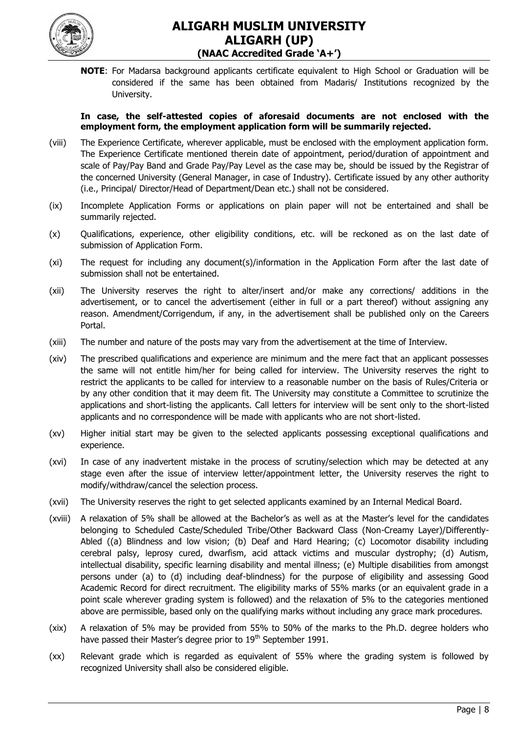**NOTE**: For Madarsa background applicants certificate equivalent to High School or Graduation will be considered if the same has been obtained from Madaris/ Institutions recognized by the University.

**In case, the self-attested copies of aforesaid documents are not enclosed with the employment form, the employment application form will be summarily rejected.**

(viii) The Experience Certificate, wherever applicable, must be enclosed with the employment application form. The Experience Certificate mentioned therein date of appointment, period/duration of appointment and scale of Pay/Pay Band and Grade Pay/Pay Level as the case may be, should be issued by the Registrar of the concerned University (General Manager, in case of Industry). Certificate issued by any other authority (i.e., Principal/ Director/Head of Department/Dean etc.) shall not be considered.

(ix) Incomplete Application Forms or applications on plain paper will not be entertained and shall be summarily rejected.

(x) Qualifications, experience, other eligibility conditions, etc. will be reckoned as on the last date of submission of Application Form.

(xi) The request for including any document(s)/information in the Application Form after the last date of submission shall not be entertained.

(xii) The University reserves the right to alter/insert and/or make any corrections/ additions in the advertisement, or to cancel the advertisement (either in full or a part thereof) without assigning any reason. Amendment/Corrigendum, if any, in the advertisement shall be published only on the Careers Portal.

(xiii) The number and nature of the posts may vary from the advertisement at the time of Interview.

(xiv) The prescribed qualifications and experience are minimum and the mere fact that an applicant possesses the same will not entitle him/her for being called for interview. The University reserves the right to restrict the applicants to be called for interview to a reasonable number on the basis of Rules/Criteria or by any other condition that it may deem fit. The University may constitute a Committee to scrutinize the applications and short-listing the applicants. Call letters for interview will be sent only to the short-listed applicants and no correspondence will be made with applicants who are not short-listed.

(xv) Higher initial start may be given to the selected applicants possessing exceptional qualifications and experience.

(xvi) In case of any inadvertent mistake in the process of scrutiny/selection which may be detected at any stage even after the issue of interview letter/appointment letter, the University reserves the right to modify/withdraw/cancel the selection process.

(xvii) The University reserves the right to get selected applicants examined by an Internal Medical Board.

(xviii) A relaxation of 5% shall be allowed at the Bachelor's as well as at the Master's level for the candidates belonging to Scheduled Caste/Scheduled Tribe/Other Backward Class (Non-Creamy Layer)/Differently-Abled ((a) Blindness and low vision; (b) Deaf and Hard Hearing; (c) Locomotor disability including cerebral palsy, leprosy cured, dwarfism, acid attack victims and muscular dystrophy; (d) Autism, intellectual disability, specific learning disability and mental illness; (e) Multiple disabilities from amongst persons under (a) to (d) including deaf-blindness) for the purpose of eligibility and assessing Good Academic Record for direct recruitment. The eligibility marks of 55% marks (or an equivalent grade in a point scale wherever grading system is followed) and the relaxation of 5% to the categories mentioned above are permissible, based only on the qualifying marks without including any grace mark procedures.

(xix) A relaxation of 5% may be provided from 55% to 50% of the marks to the Ph.D. degree holders who have passed their Master's degree prior to 19th September 1991.

(xx) Relevant grade which is regarded as equivalent of 55% where the grading system is followed by recognized University shall also be considered eligible.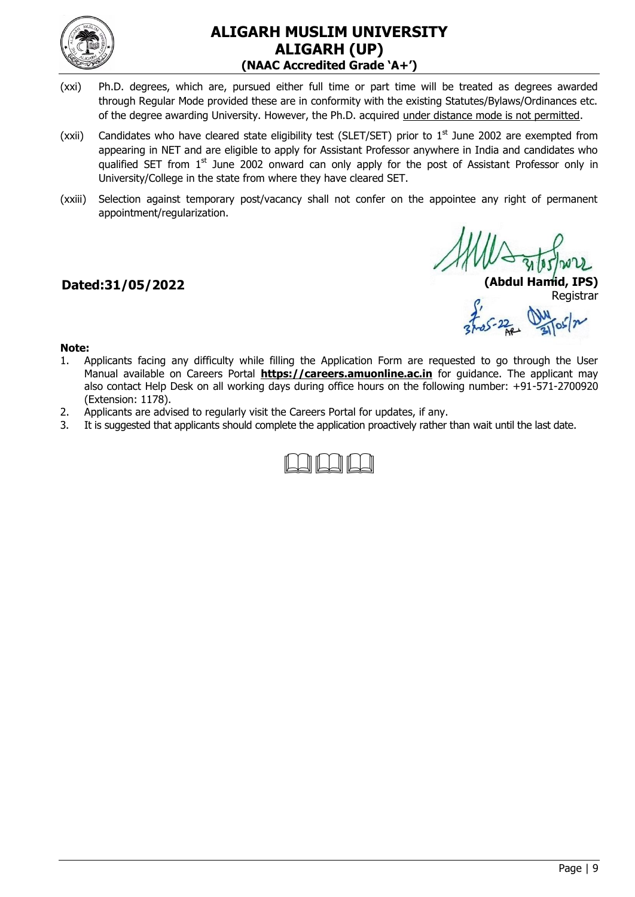(xxi) Ph.D. degrees, which are, pursued either full time or part time will be treated as degrees awarded through Regular Mode provided these are in conformity with the existing Statutes/Bylaws/Ordinances etc. of the degree awarding University. However, the Ph.D. acquired under distance mode is not permitted.

(xxii) Candidates who have cleared state eligibility test (SLET/SET) prior to 1st June 2002 are exempted from appearing in NET and are eligible to apply for Assistant Professor anywhere in India and candidates who qualified SET from 1st June 2002 onward can only apply for the post of Assistant Professor only in University/College in the state from where they have cleared SET.

(xxiii) Selection against temporary post/vacancy shall not confer on the appointee any right of permanent appointment/regularization.

**Dated:31/05/2022**

**(Abdul Hamid, IPS)**
Registrar

**Note:**

1. Applicants facing any difficulty while filling the Application Form are requested to go through the User Manual available on Careers Portal **https://careers.amuonline.ac.in** for guidance. The applicant may also contact Help Desk on all working days during office hours on the following number: +91-571-2700920 (Extension: 1178).
2. Applicants are advised to regularly visit the Careers Portal for updates, if any.
3. It is suggested that applicants should complete the application proactively rather than wait until the last date.